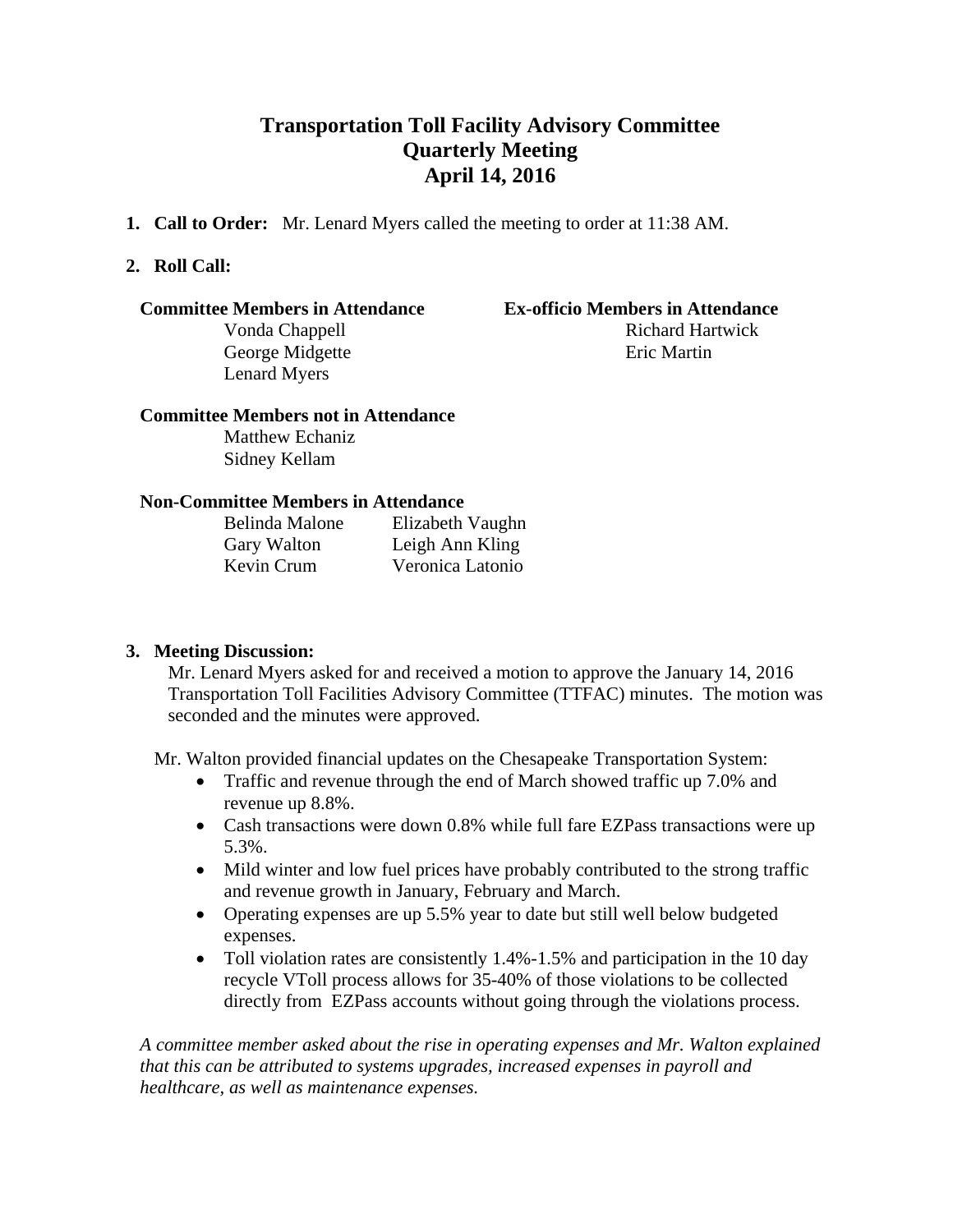# Transportation Toll Facility Advisory Committee
# Quarterly Meeting
# April 14, 2016

1. **Call to Order:** Mr. Lenard Myers called the meeting to order at 11:38 AM.

2. **Roll Call:**

**Committee Members in Attendance**

Vonda Chappell
George Midgette
Lenard Myers

**Ex-officio Members in Attendance**

Richard Hartwick
Eric Martin

**Committee Members not in Attendance**

Matthew Echaniz
Sidney Kellam

**Non-Committee Members in Attendance**

| | |
|---|---|
| Belinda Malone | Elizabeth Vaughn |
| Gary Walton | Leigh Ann Kling |
| Kevin Crum | Veronica Latonio |

3. **Meeting Discussion:**

Mr. Lenard Myers asked for and received a motion to approve the January 14, 2016 Transportation Toll Facilities Advisory Committee (TTFAC) minutes. The motion was seconded and the minutes were approved.

Mr. Walton provided financial updates on the Chesapeake Transportation System:

- Traffic and revenue through the end of March showed traffic up 7.0% and revenue up 8.8%.
- Cash transactions were down 0.8% while full fare EZPass transactions were up 5.3%.
- Mild winter and low fuel prices have probably contributed to the strong traffic and revenue growth in January, February and March.
- Operating expenses are up 5.5% year to date but still well below budgeted expenses.
- Toll violation rates are consistently 1.4%-1.5% and participation in the 10 day recycle VToll process allows for 35-40% of those violations to be collected directly from EZPass accounts without going through the violations process.

*A committee member asked about the rise in operating expenses and Mr. Walton explained that this can be attributed to systems upgrades, increased expenses in payroll and healthcare, as well as maintenance expenses.*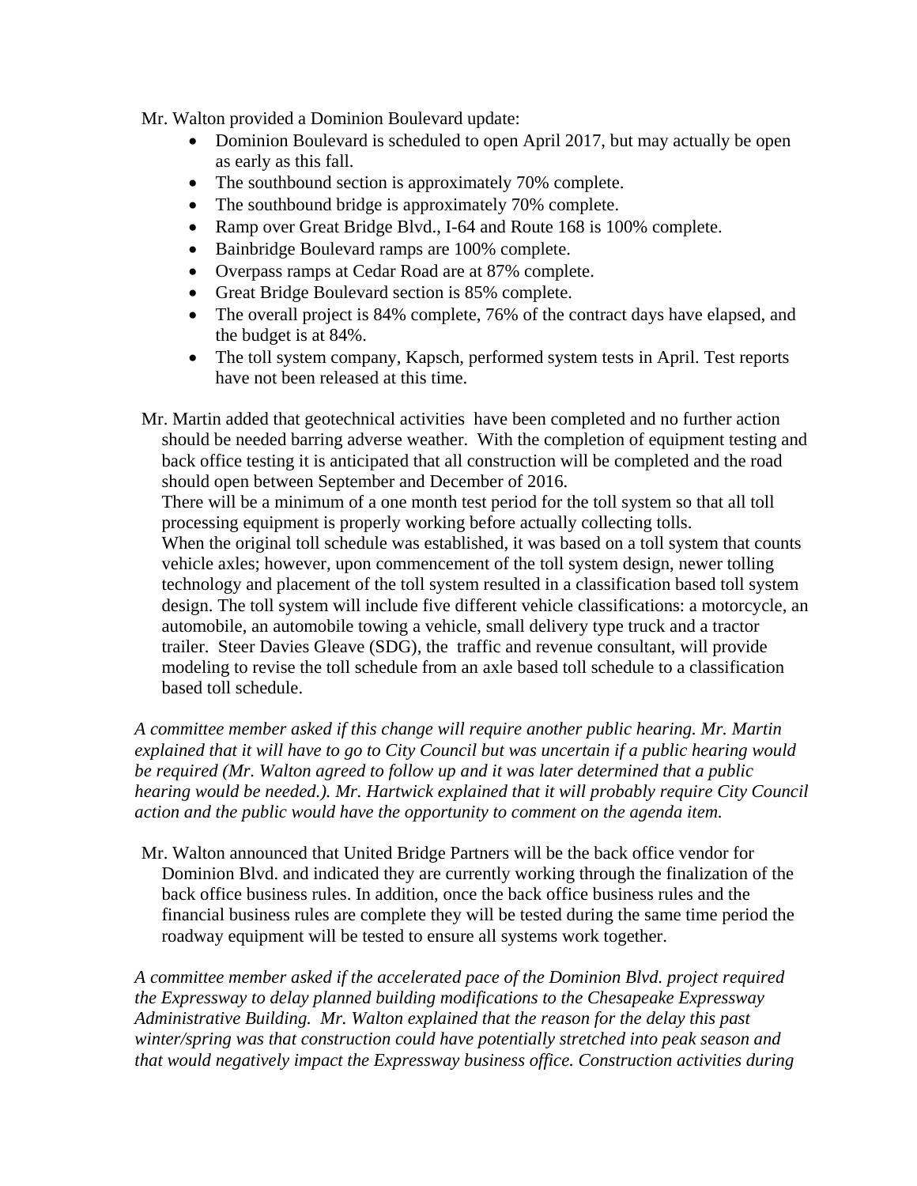Mr. Walton provided a Dominion Boulevard update:

- Dominion Boulevard is scheduled to open April 2017, but may actually be open as early as this fall.
- The southbound section is approximately 70% complete.
- The southbound bridge is approximately 70% complete.
- Ramp over Great Bridge Blvd., I-64 and Route 168 is 100% complete.
- Bainbridge Boulevard ramps are 100% complete.
- Overpass ramps at Cedar Road are at 87% complete.
- Great Bridge Boulevard section is 85% complete.
- The overall project is 84% complete, 76% of the contract days have elapsed, and the budget is at 84%.
- The toll system company, Kapsch, performed system tests in April. Test reports have not been released at this time.

Mr. Martin added that geotechnical activities have been completed and no further action should be needed barring adverse weather. With the completion of equipment testing and back office testing it is anticipated that all construction will be completed and the road should open between September and December of 2016.

There will be a minimum of a one month test period for the toll system so that all toll processing equipment is properly working before actually collecting tolls.

When the original toll schedule was established, it was based on a toll system that counts vehicle axles; however, upon commencement of the toll system design, newer tolling technology and placement of the toll system resulted in a classification based toll system design. The toll system will include five different vehicle classifications: a motorcycle, an automobile, an automobile towing a vehicle, small delivery type truck and a tractor trailer. Steer Davies Gleave (SDG), the traffic and revenue consultant, will provide modeling to revise the toll schedule from an axle based toll schedule to a classification based toll schedule.

*A committee member asked if this change will require another public hearing. Mr. Martin explained that it will have to go to City Council but was uncertain if a public hearing would be required (Mr. Walton agreed to follow up and it was later determined that a public hearing would be needed.). Mr. Hartwick explained that it will probably require City Council action and the public would have the opportunity to comment on the agenda item.*

Mr. Walton announced that United Bridge Partners will be the back office vendor for Dominion Blvd. and indicated they are currently working through the finalization of the back office business rules. In addition, once the back office business rules and the financial business rules are complete they will be tested during the same time period the roadway equipment will be tested to ensure all systems work together.

*A committee member asked if the accelerated pace of the Dominion Blvd. project required the Expressway to delay planned building modifications to the Chesapeake Expressway Administrative Building. Mr. Walton explained that the reason for the delay this past winter/spring was that construction could have potentially stretched into peak season and that would negatively impact the Expressway business office. Construction activities during*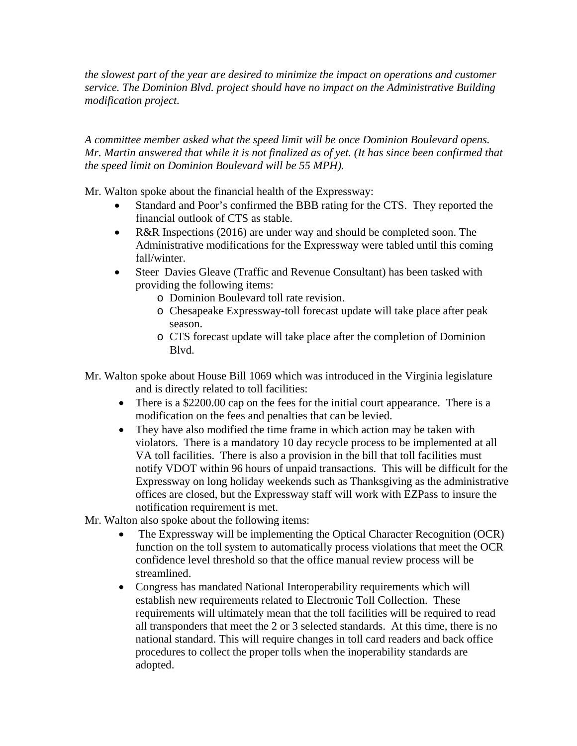*the slowest part of the year are desired to minimize the impact on operations and customer service. The Dominion Blvd. project should have no impact on the Administrative Building modification project.*

*A committee member asked what the speed limit will be once Dominion Boulevard opens. Mr. Martin answered that while it is not finalized as of yet. (It has since been confirmed that the speed limit on Dominion Boulevard will be 55 MPH).*

Mr. Walton spoke about the financial health of the Expressway:

- Standard and Poor's confirmed the BBB rating for the CTS. They reported the financial outlook of CTS as stable.
- R&R Inspections (2016) are under way and should be completed soon. The Administrative modifications for the Expressway were tabled until this coming fall/winter.
- Steer Davies Gleave (Traffic and Revenue Consultant) has been tasked with providing the following items:
  - Dominion Boulevard toll rate revision.
  - Chesapeake Expressway-toll forecast update will take place after peak season.
  - CTS forecast update will take place after the completion of Dominion Blvd.

Mr. Walton spoke about House Bill 1069 which was introduced in the Virginia legislature and is directly related to toll facilities:

- There is a $2200.00 cap on the fees for the initial court appearance. There is a modification on the fees and penalties that can be levied.
- They have also modified the time frame in which action may be taken with violators. There is a mandatory 10 day recycle process to be implemented at all VA toll facilities. There is also a provision in the bill that toll facilities must notify VDOT within 96 hours of unpaid transactions. This will be difficult for the Expressway on long holiday weekends such as Thanksgiving as the administrative offices are closed, but the Expressway staff will work with EZPass to insure the notification requirement is met.

Mr. Walton also spoke about the following items:

- The Expressway will be implementing the Optical Character Recognition (OCR) function on the toll system to automatically process violations that meet the OCR confidence level threshold so that the office manual review process will be streamlined.
- Congress has mandated National Interoperability requirements which will establish new requirements related to Electronic Toll Collection. These requirements will ultimately mean that the toll facilities will be required to read all transponders that meet the 2 or 3 selected standards. At this time, there is no national standard. This will require changes in toll card readers and back office procedures to collect the proper tolls when the inoperability standards are adopted.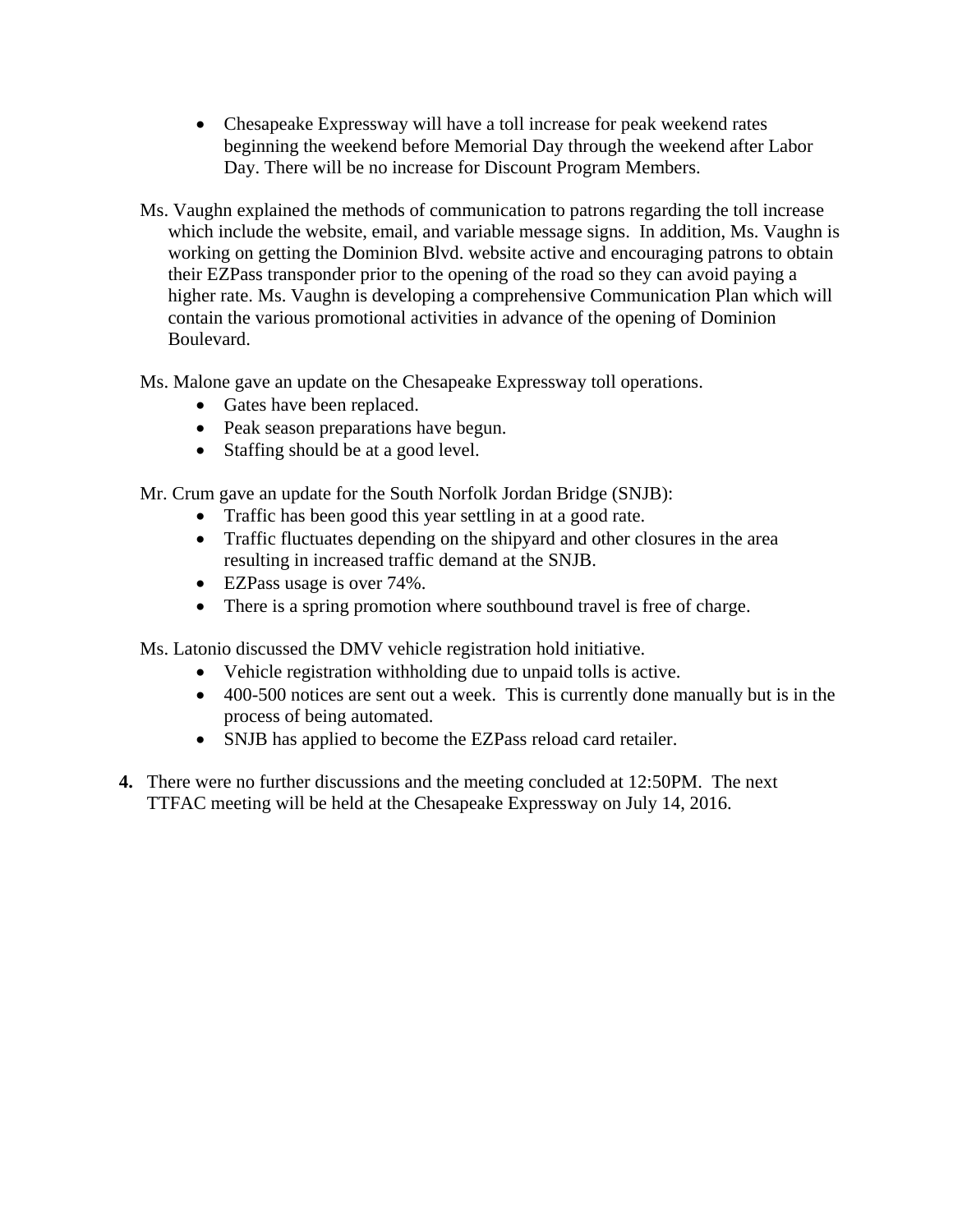- Chesapeake Expressway will have a toll increase for peak weekend rates beginning the weekend before Memorial Day through the weekend after Labor Day. There will be no increase for Discount Program Members.

Ms. Vaughn explained the methods of communication to patrons regarding the toll increase which include the website, email, and variable message signs. In addition, Ms. Vaughn is working on getting the Dominion Blvd. website active and encouraging patrons to obtain their EZPass transponder prior to the opening of the road so they can avoid paying a higher rate. Ms. Vaughn is developing a comprehensive Communication Plan which will contain the various promotional activities in advance of the opening of Dominion Boulevard.

Ms. Malone gave an update on the Chesapeake Expressway toll operations.

- Gates have been replaced.
- Peak season preparations have begun.
- Staffing should be at a good level.

Mr. Crum gave an update for the South Norfolk Jordan Bridge (SNJB):

- Traffic has been good this year settling in at a good rate.
- Traffic fluctuates depending on the shipyard and other closures in the area resulting in increased traffic demand at the SNJB.
- EZPass usage is over 74%.
- There is a spring promotion where southbound travel is free of charge.

Ms. Latonio discussed the DMV vehicle registration hold initiative.

- Vehicle registration withholding due to unpaid tolls is active.
- 400-500 notices are sent out a week. This is currently done manually but is in the process of being automated.
- SNJB has applied to become the EZPass reload card retailer.

4. There were no further discussions and the meeting concluded at 12:50PM. The next TTFAC meeting will be held at the Chesapeake Expressway on July 14, 2016.